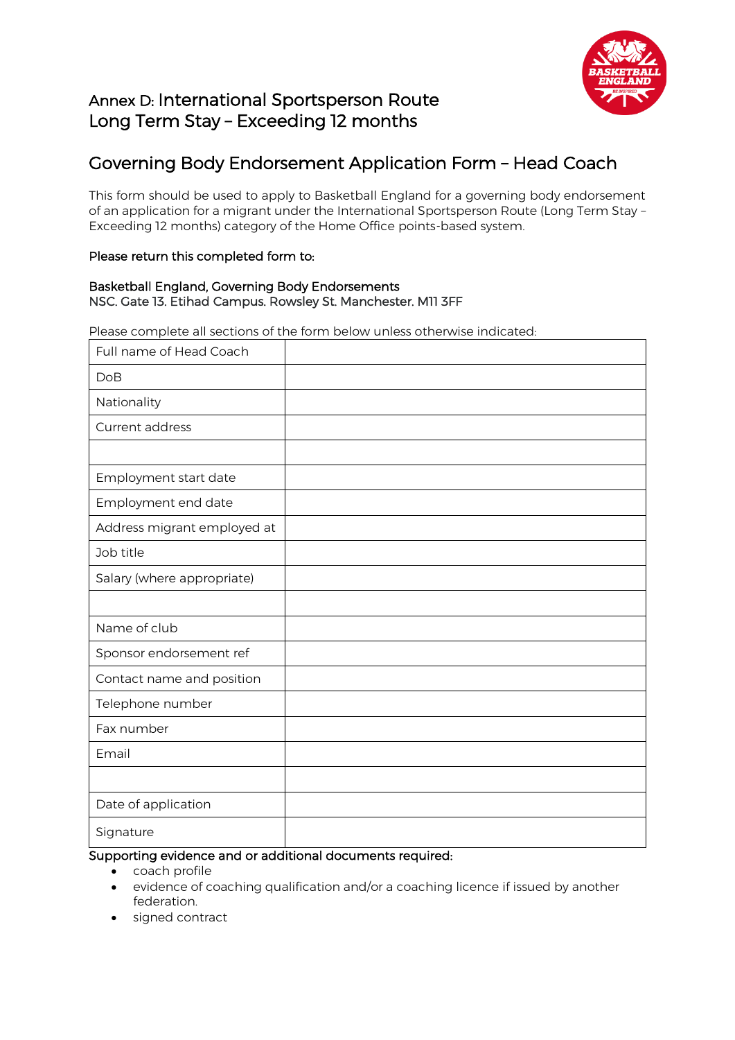# Annex D: International Sportsperson Route Long Term Stay – Exceeding 12 months

## Governing Body Endorsement Application Form – Head Coach

This form should be used to apply to Basketball England for a governing body endorsement of an application for a migrant under the International Sportsperson Route (Long Term Stay – Exceeding 12 months) category of the Home Office points-based system.

**Please return this completed form to:**

**Basketball England, Governing Body Endorsements**
NSC. Gate 13. Etihad Campus. Rowsley St. Manchester. M11 3FF

Please complete all sections of the form below unless otherwise indicated:

| | |
|---|---|
| Full name of Head Coach | |
| DoB | |
| Nationality | |
| Current address | |
| | |
| Employment start date | |
| Employment end date | |
| Address migrant employed at | |
| Job title | |
| Salary (where appropriate) | |
| | |
| Name of club | |
| Sponsor endorsement ref | |
| Contact name and position | |
| Telephone number | |
| Fax number | |
| Email | |
| | |
| Date of application | |
| Signature | |

**Supporting evidence and or additional documents required:**

- coach profile
- evidence of coaching qualification and/or a coaching licence if issued by another federation.
- signed contract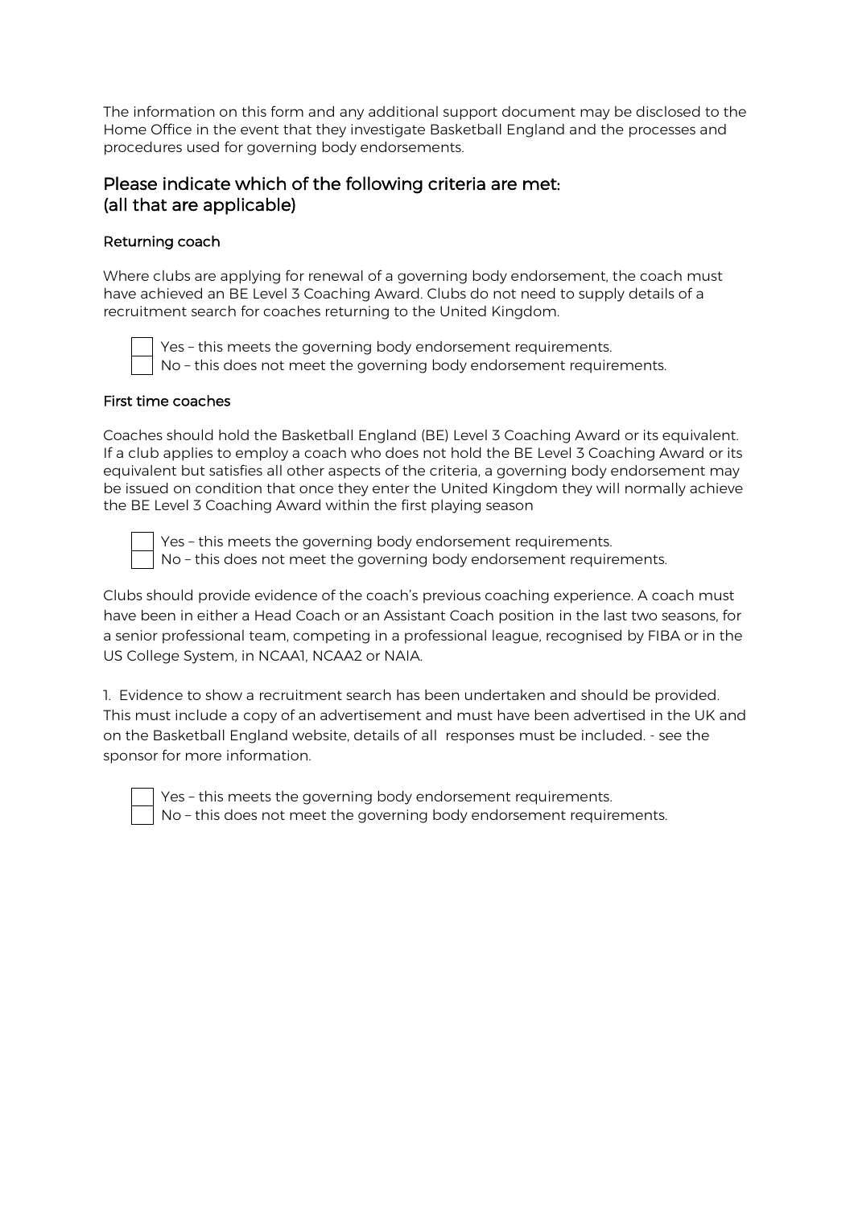The information on this form and any additional support document may be disclosed to the Home Office in the event that they investigate Basketball England and the processes and procedures used for governing body endorsements.

## Please indicate which of the following criteria are met: (all that are applicable)

### Returning coach

Where clubs are applying for renewal of a governing body endorsement, the coach must have achieved an BE Level 3 Coaching Award. Clubs do not need to supply details of a recruitment search for coaches returning to the United Kingdom.

- [ ] Yes – this meets the governing body endorsement requirements.
- [ ] No – this does not meet the governing body endorsement requirements.

### First time coaches

Coaches should hold the Basketball England (BE) Level 3 Coaching Award or its equivalent. If a club applies to employ a coach who does not hold the BE Level 3 Coaching Award or its equivalent but satisfies all other aspects of the criteria, a governing body endorsement may be issued on condition that once they enter the United Kingdom they will normally achieve the BE Level 3 Coaching Award within the first playing season

- [ ] Yes – this meets the governing body endorsement requirements.
- [ ] No – this does not meet the governing body endorsement requirements.

Clubs should provide evidence of the coach's previous coaching experience. A coach must have been in either a Head Coach or an Assistant Coach position in the last two seasons, for a senior professional team, competing in a professional league, recognised by FIBA or in the US College System, in NCAA1, NCAA2 or NAIA.

1. Evidence to show a recruitment search has been undertaken and should be provided. This must include a copy of an advertisement and must have been advertised in the UK and on the Basketball England website, details of all responses must be included. - see the sponsor for more information.

- [ ] Yes – this meets the governing body endorsement requirements.
- [ ] No – this does not meet the governing body endorsement requirements.